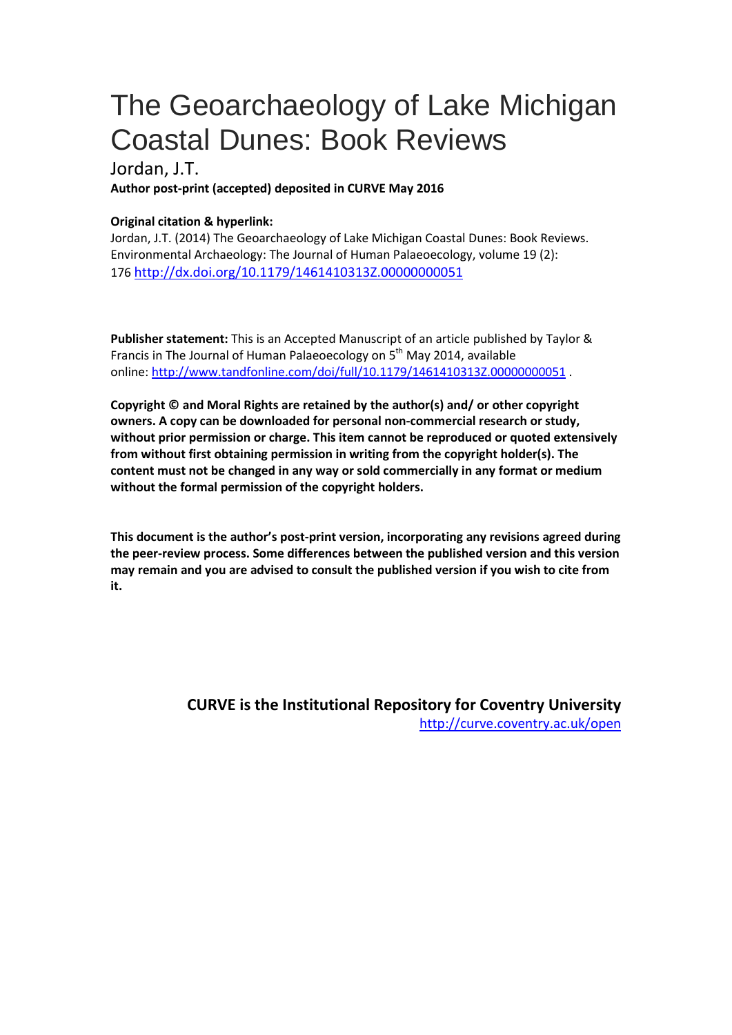# The Geoarchaeology of Lake Michigan Coastal Dunes: Book Reviews

Jordan, J.T.

**Author post-print (accepted) deposited in CURVE May 2016**

**Original citation & hyperlink:**

Jordan, J.T. (2014) The Geoarchaeology of Lake Michigan Coastal Dunes: Book Reviews. Environmental Archaeology: The Journal of Human Palaeoecology, volume 19 (2): 176 http://dx.doi.org/10.1179/1461410313Z.00000000051

**Publisher statement:** This is an Accepted Manuscript of an article published by Taylor & Francis in The Journal of Human Palaeoecology on 5th May 2014, available online: http://www.tandfonline.com/doi/full/10.1179/1461410313Z.00000000051 .

**Copyright © and Moral Rights are retained by the author(s) and/ or other copyright owners. A copy can be downloaded for personal non-commercial research or study, without prior permission or charge. This item cannot be reproduced or quoted extensively from without first obtaining permission in writing from the copyright holder(s). The content must not be changed in any way or sold commercially in any format or medium without the formal permission of the copyright holders.**

**This document is the author's post-print version, incorporating any revisions agreed during the peer-review process. Some differences between the published version and this version may remain and you are advised to consult the published version if you wish to cite from it.**

**CURVE is the Institutional Repository for Coventry University**
http://curve.coventry.ac.uk/open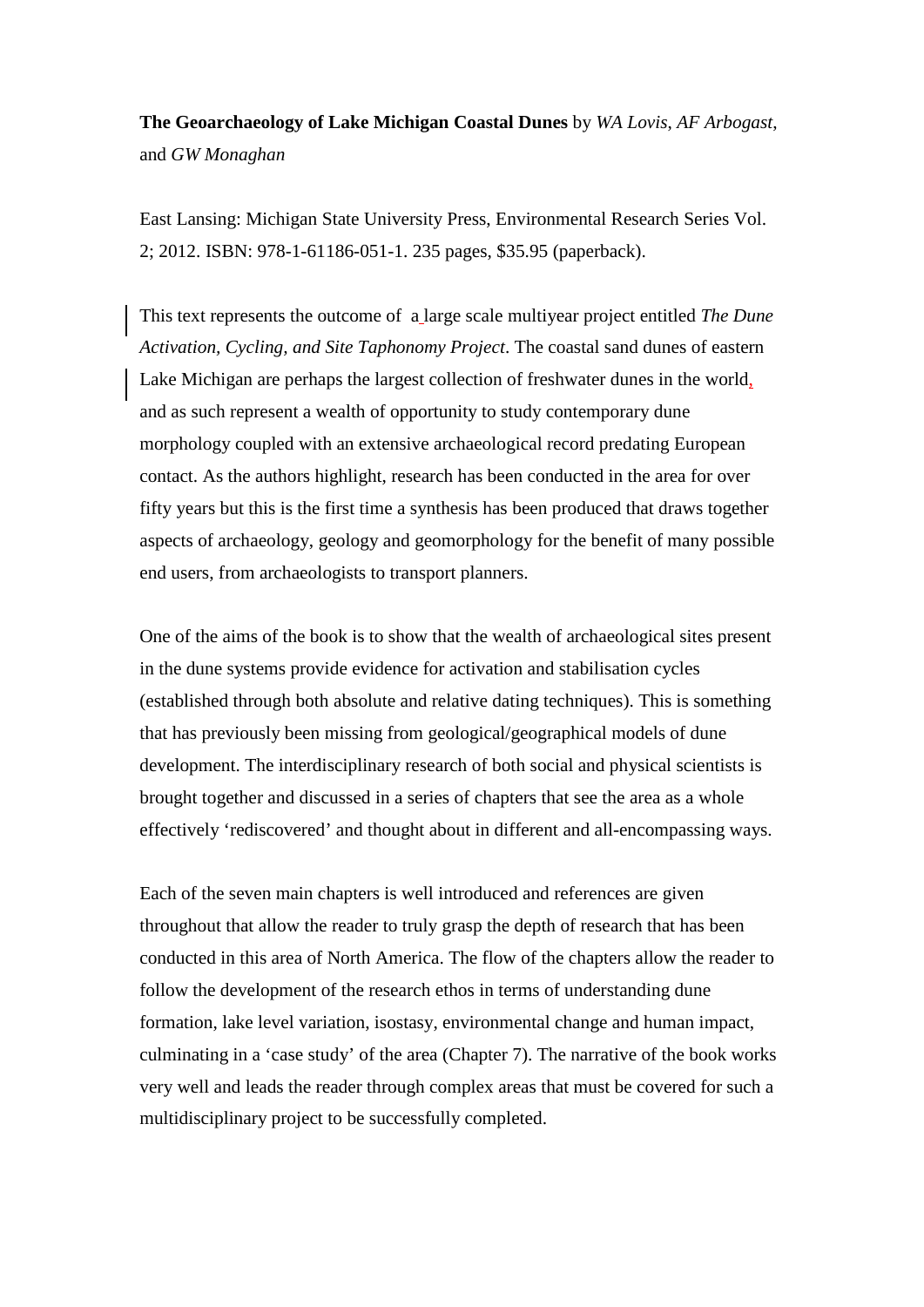**The Geoarchaeology of Lake Michigan Coastal Dunes** by *WA Lovis*, *AF Arbogast*, and *GW Monaghan*

East Lansing: Michigan State University Press, Environmental Research Series Vol. 2; 2012. ISBN: 978-1-61186-051-1. 235 pages, $35.95 (paperback).

This text represents the outcome of a large scale multiyear project entitled *The Dune Activation, Cycling, and Site Taphonomy Project*. The coastal sand dunes of eastern Lake Michigan are perhaps the largest collection of freshwater dunes in the world, and as such represent a wealth of opportunity to study contemporary dune morphology coupled with an extensive archaeological record predating European contact. As the authors highlight, research has been conducted in the area for over fifty years but this is the first time a synthesis has been produced that draws together aspects of archaeology, geology and geomorphology for the benefit of many possible end users, from archaeologists to transport planners.

One of the aims of the book is to show that the wealth of archaeological sites present in the dune systems provide evidence for activation and stabilisation cycles (established through both absolute and relative dating techniques). This is something that has previously been missing from geological/geographical models of dune development. The interdisciplinary research of both social and physical scientists is brought together and discussed in a series of chapters that see the area as a whole effectively 'rediscovered' and thought about in different and all-encompassing ways.

Each of the seven main chapters is well introduced and references are given throughout that allow the reader to truly grasp the depth of research that has been conducted in this area of North America. The flow of the chapters allow the reader to follow the development of the research ethos in terms of understanding dune formation, lake level variation, isostasy, environmental change and human impact, culminating in a 'case study' of the area (Chapter 7). The narrative of the book works very well and leads the reader through complex areas that must be covered for such a multidisciplinary project to be successfully completed.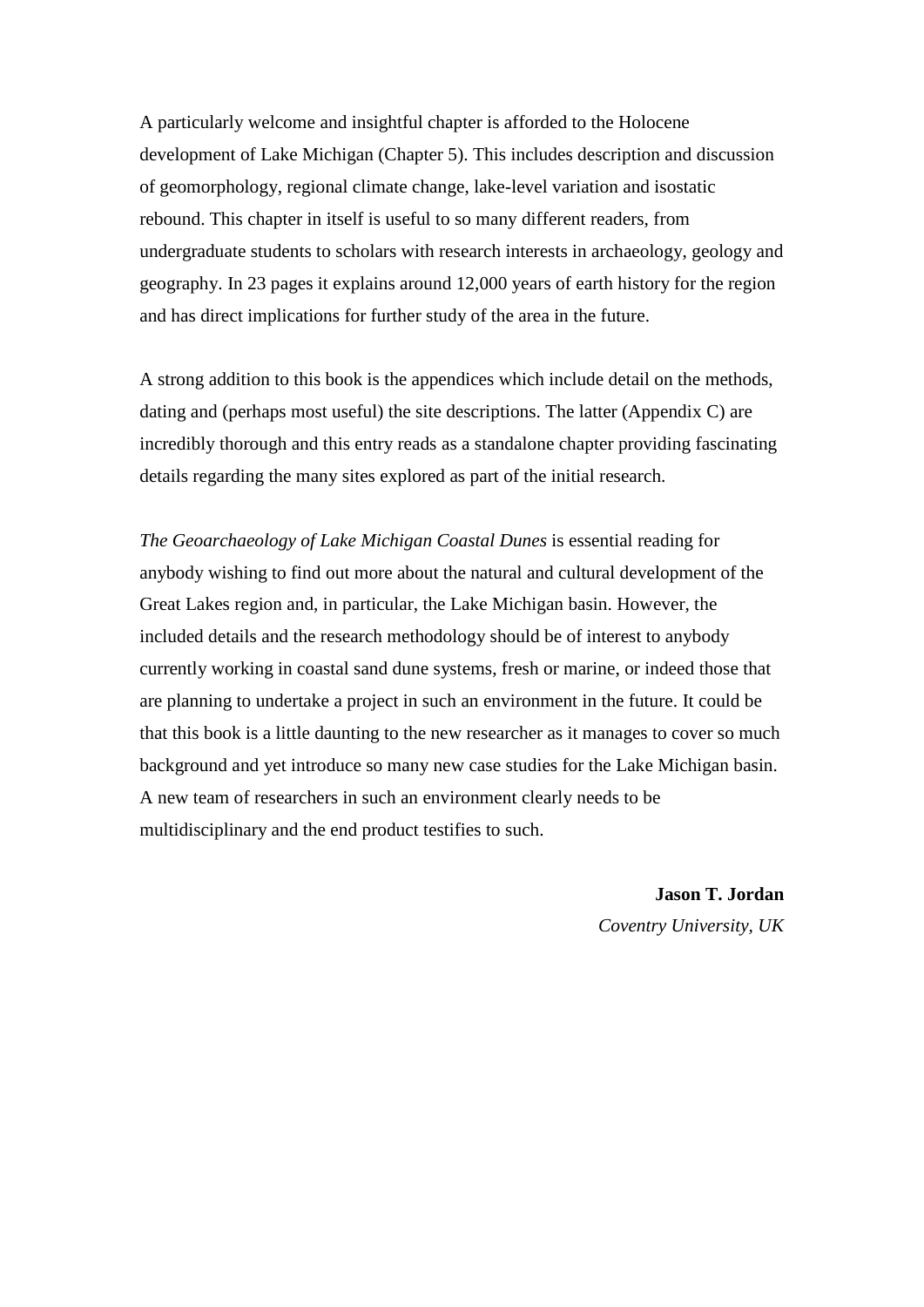A particularly welcome and insightful chapter is afforded to the Holocene development of Lake Michigan (Chapter 5). This includes description and discussion of geomorphology, regional climate change, lake-level variation and isostatic rebound. This chapter in itself is useful to so many different readers, from undergraduate students to scholars with research interests in archaeology, geology and geography. In 23 pages it explains around 12,000 years of earth history for the region and has direct implications for further study of the area in the future.

A strong addition to this book is the appendices which include detail on the methods, dating and (perhaps most useful) the site descriptions. The latter (Appendix C) are incredibly thorough and this entry reads as a standalone chapter providing fascinating details regarding the many sites explored as part of the initial research.

*The Geoarchaeology of Lake Michigan Coastal Dunes* is essential reading for anybody wishing to find out more about the natural and cultural development of the Great Lakes region and, in particular, the Lake Michigan basin. However, the included details and the research methodology should be of interest to anybody currently working in coastal sand dune systems, fresh or marine, or indeed those that are planning to undertake a project in such an environment in the future. It could be that this book is a little daunting to the new researcher as it manages to cover so much background and yet introduce so many new case studies for the Lake Michigan basin. A new team of researchers in such an environment clearly needs to be multidisciplinary and the end product testifies to such.

**Jason T. Jordan**
*Coventry University, UK*